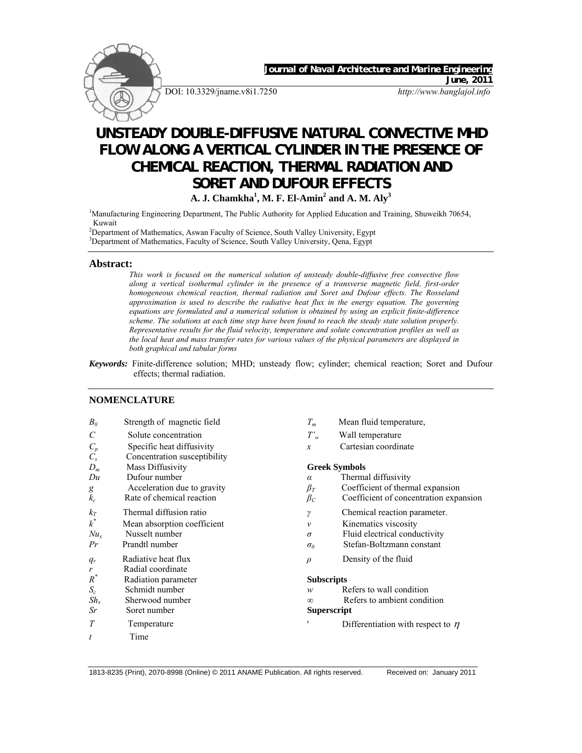Journal of Naval Architecture and Marine Engineering

June, 2011

DOI: 10.3329/jname.v8i1.7250

http://www.banglajol.info

# UNSTEADY DOUBLE-DIFFUSIVE NATURAL CONVECTIVE MHD FLOW ALONG A VERTICAL CYLINDER IN THE PRESENCE OF CHEMICAL REACTION, THERMAL RADIATION AND SORET AND DUFOUR EFFECTS

**A. J. Chamkha[1], M. F. El-Amin[2] and A. M. Aly[3]**

[1]Manufacturing Engineering Department, The Public Authority for Applied Education and Training, Shuweikh 70654, Kuwait

[2]Department of Mathematics, Aswan Faculty of Science, South Valley University, Egypt

[3]Department of Mathematics, Faculty of Science, South Valley University, Qena, Egypt

## Abstract:

*This work is focused on the numerical solution of unsteady double-diffusive free convective flow along a vertical isothermal cylinder in the presence of a transverse magnetic field, first-order homogeneous chemical reaction, thermal radiation and Soret and Dufour effects. The Rosseland approximation is used to describe the radiative heat flux in the energy equation. The governing equations are formulated and a numerical solution is obtained by using an explicit finite-difference scheme. The solutions at each time step have been found to reach the steady state solution properly. Representative results for the fluid velocity, temperature and solute concentration profiles as well as the local heat and mass transfer rates for various values of the physical parameters are displayed in both graphical and tabular forms*

***Keywords:*** Finite-difference solution; MHD; unsteady flow; cylinder; chemical reaction; Soret and Dufour effects; thermal radiation.

## NOMENCLATURE

| Symbol | Description |
|---|---|
| $B_0$ | Strength of magnetic field |
| $C$ | Solute concentration |
| $C_p$ | Specific heat diffusivity |
| $C_s$ | Concentration susceptibility |
| $D_m$ | Mass Diffusivity |
| $Du$ | Dufour number |
| $g$ | Acceleration due to gravity |
| $k_c$ | Rate of chemical reaction |
| $k_T$ | Thermal diffusion ratio |
| $k^*$ | Mean absorption coefficient |
| $Nu_x$ | Nusselt number |
| $Pr$ | Prandtl number |
| $q_r$ | Radiative heat flux |
| $r$ | Radial coordinate |
| $R^*$ | Radiation parameter |
| $S_c$ | Schmidt number |
| $Sh_x$ | Sherwood number |
| $Sr$ | Soret number |
| $T$ | Temperature |
| $t$ | Time |
| $T_m$ | Mean fluid temperature, |
| $T'_w$ | Wall temperature |
| $x$ | Cartesian coordinate |

**Greek Symbols**

| Symbol | Description |
|---|---|
| $\alpha$ | Thermal diffusivity |
| $\beta_T$ | Coefficient of thermal expansion |
| $\beta_C$ | Coefficient of concentration expansion |
| $\gamma$ | Chemical reaction parameter. |
| $\nu$ | Kinematics viscosity |
| $\sigma$ | Fluid electrical conductivity |
| $\sigma_0$ | Stefan-Boltzmann constant |
| $\rho$ | Density of the fluid |

**Subscripts**

| Symbol | Description |
|---|---|
| $w$ | Refers to wall condition |
| $\infty$ | Refers to ambient condition |

**Superscript**

| Symbol | Description |
|---|---|
| $'$ | Differentiation with respect to $\eta$ |

1813-8235 (Print), 2070-8998 (Online) © 2011 ANAME Publication. All rights reserved. Received on: January 2011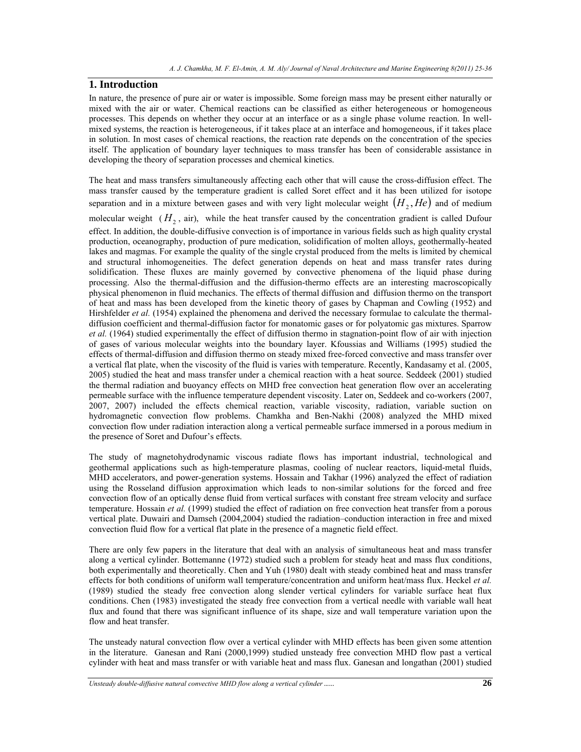## 1. Introduction

In nature, the presence of pure air or water is impossible. Some foreign mass may be present either naturally or mixed with the air or water. Chemical reactions can be classified as either heterogeneous or homogeneous processes. This depends on whether they occur at an interface or as a single phase volume reaction. In well-mixed systems, the reaction is heterogeneous, if it takes place at an interface and homogeneous, if it takes place in solution. In most cases of chemical reactions, the reaction rate depends on the concentration of the species itself. The application of boundary layer techniques to mass transfer has been of considerable assistance in developing the theory of separation processes and chemical kinetics.

The heat and mass transfers simultaneously affecting each other that will cause the cross-diffusion effect. The mass transfer caused by the temperature gradient is called Soret effect and it has been utilized for isotope separation and in a mixture between gases and with very light molecular weight $(H_2, He)$ and of medium molecular weight ($H_2$, air), while the heat transfer caused by the concentration gradient is called Dufour effect. In addition, the double-diffusive convection is of importance in various fields such as high quality crystal production, oceanography, production of pure medication, solidification of molten alloys, geothermally-heated lakes and magmas. For example the quality of the single crystal produced from the melts is limited by chemical and structural inhomogeneities. The defect generation depends on heat and mass transfer rates during solidification. These fluxes are mainly governed by convective phenomena of the liquid phase during processing. Also the thermal-diffusion and the diffusion-thermo effects are an interesting macroscopically physical phenomenon in fluid mechanics. The effects of thermal diffusion and diffusion thermo on the transport of heat and mass has been developed from the kinetic theory of gases by Chapman and Cowling (1952) and Hirshfelder *et al.* (1954) explained the phenomena and derived the necessary formulae to calculate the thermal-diffusion coefficient and thermal-diffusion factor for monatomic gases or for polyatomic gas mixtures. Sparrow *et al.* (1964) studied experimentally the effect of diffusion thermo in stagnation-point flow of air with injection of gases of various molecular weights into the boundary layer. Kfoussias and Williams (1995) studied the effects of thermal-diffusion and diffusion thermo on steady mixed free-forced convective and mass transfer over a vertical flat plate, when the viscosity of the fluid is varies with temperature. Recently, Kandasamy et al. (2005, 2005) studied the heat and mass transfer under a chemical reaction with a heat source. Seddeek (2001) studied the thermal radiation and buoyancy effects on MHD free convection heat generation flow over an accelerating permeable surface with the influence temperature dependent viscosity. Later on, Seddeek and co-workers (2007, 2007, 2007) included the effects chemical reaction, variable viscosity, radiation, variable suction on hydromagnetic convection flow problems. Chamkha and Ben-Nakhi (2008) analyzed the MHD mixed convection flow under radiation interaction along a vertical permeable surface immersed in a porous medium in the presence of Soret and Dufour's effects.

The study of magnetohydrodynamic viscous radiate flows has important industrial, technological and geothermal applications such as high-temperature plasmas, cooling of nuclear reactors, liquid-metal fluids, MHD accelerators, and power-generation systems. Hossain and Takhar (1996) analyzed the effect of radiation using the Rosseland diffusion approximation which leads to non-similar solutions for the forced and free convection flow of an optically dense fluid from vertical surfaces with constant free stream velocity and surface temperature. Hossain *et al.* (1999) studied the effect of radiation on free convection heat transfer from a porous vertical plate. Duwairi and Damseh (2004,2004) studied the radiation–conduction interaction in free and mixed convection fluid flow for a vertical flat plate in the presence of a magnetic field effect.

There are only few papers in the literature that deal with an analysis of simultaneous heat and mass transfer along a vertical cylinder. Bottemanne (1972) studied such a problem for steady heat and mass flux conditions, both experimentally and theoretically. Chen and Yuh (1980) dealt with steady combined heat and mass transfer effects for both conditions of uniform wall temperature/concentration and uniform heat/mass flux. Heckel *et al.* (1989) studied the steady free convection along slender vertical cylinders for variable surface heat flux conditions. Chen (1983) investigated the steady free convection from a vertical needle with variable wall heat flux and found that there was significant influence of its shape, size and wall temperature variation upon the flow and heat transfer.

The unsteady natural convection flow over a vertical cylinder with MHD effects has been given some attention in the literature. Ganesan and Rani (2000,1999) studied unsteady free convection MHD flow past a vertical cylinder with heat and mass transfer or with variable heat and mass flux. Ganesan and longathan (2001) studied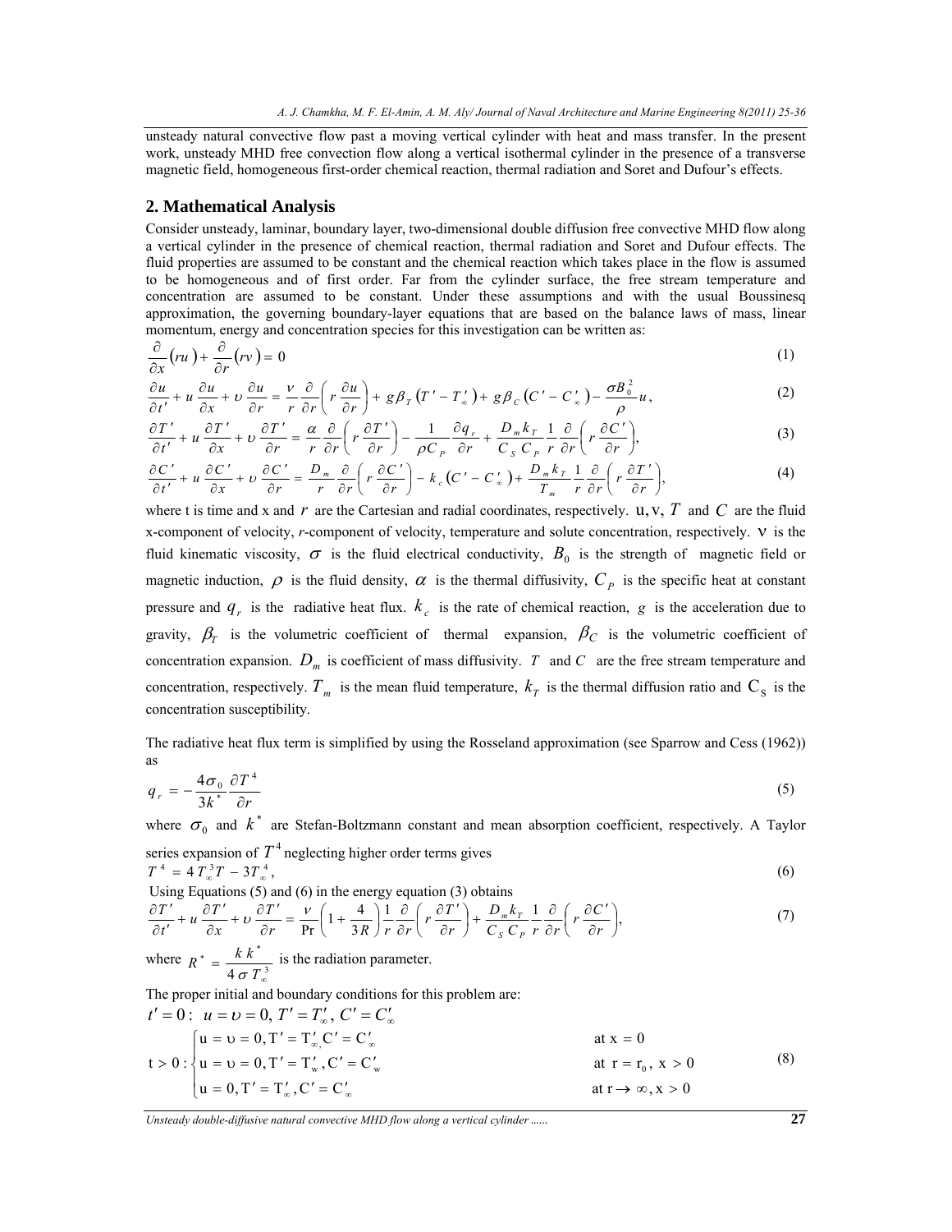unsteady natural convective flow past a moving vertical cylinder with heat and mass transfer. In the present work, unsteady MHD free convection flow along a vertical isothermal cylinder in the presence of a transverse magnetic field, homogeneous first-order chemical reaction, thermal radiation and Soret and Dufour's effects.

## 2. Mathematical Analysis

Consider unsteady, laminar, boundary layer, two-dimensional double diffusion free convective MHD flow along a vertical cylinder in the presence of chemical reaction, thermal radiation and Soret and Dufour effects. The fluid properties are assumed to be constant and the chemical reaction which takes place in the flow is assumed to be homogeneous and of first order. Far from the cylinder surface, the free stream temperature and concentration are assumed to be constant. Under these assumptions and with the usual Boussinesq approximation, the governing boundary-layer equations that are based on the balance laws of mass, linear momentum, energy and concentration species for this investigation can be written as:

$$\frac{\partial}{\partial x}(ru)+\frac{\partial}{\partial r}(rv)=0 \tag{1}$$

$$\frac{\partial u}{\partial t'}+u\frac{\partial u}{\partial x}+\upsilon\frac{\partial u}{\partial r}=\frac{\nu}{r}\frac{\partial}{\partial r}\left(r\frac{\partial u}{\partial r}\right)+g\beta_T\left(T'-T'_\infty\right)+g\beta_C\left(C'-C'_\infty\right)-\frac{\sigma B_0^2}{\rho}u, \tag{2}$$

$$\frac{\partial T'}{\partial t'}+u\frac{\partial T'}{\partial x}+\upsilon\frac{\partial T'}{\partial r}=\frac{\alpha}{r}\frac{\partial}{\partial r}\left(r\frac{\partial T'}{\partial r}\right)-\frac{1}{\rho C_P}\frac{\partial q_r}{\partial r}+\frac{D_m k_T}{C_S C_P}\frac{1}{r}\frac{\partial}{\partial r}\left(r\frac{\partial C'}{\partial r}\right), \tag{3}$$

$$\frac{\partial C'}{\partial t'}+u\frac{\partial C'}{\partial x}+\upsilon\frac{\partial C'}{\partial r}=\frac{D_m}{r}\frac{\partial}{\partial r}\left(r\frac{\partial C'}{\partial r}\right)-k_c\left(C'-C'_\infty\right)+\frac{D_m k_T}{T_m}\frac{1}{r}\frac{\partial}{\partial r}\left(r\frac{\partial T'}{\partial r}\right), \tag{4}$$

where t is time and x and $r$ are the Cartesian and radial coordinates, respectively. $u, v, T$ and $C$ are the fluid x-component of velocity, *r*-component of velocity, temperature and solute concentration, respectively. $\nu$ is the fluid kinematic viscosity, $\sigma$ is the fluid electrical conductivity, $B_0$ is the strength of magnetic field or magnetic induction, $\rho$ is the fluid density, $\alpha$ is the thermal diffusivity, $C_P$ is the specific heat at constant pressure and $q_r$ is the radiative heat flux. $k_c$ is the rate of chemical reaction, $g$ is the acceleration due to gravity, $\beta_T$ is the volumetric coefficient of thermal expansion, $\beta_C$ is the volumetric coefficient of concentration expansion. $D_m$ is coefficient of mass diffusivity. $T$ and $C$ are the free stream temperature and concentration, respectively. $T_m$ is the mean fluid temperature, $k_T$ is the thermal diffusion ratio and $C_S$ is the concentration susceptibility.

The radiative heat flux term is simplified by using the Rosseland approximation (see Sparrow and Cess (1962)) as

$$q_r=-\frac{4\sigma_0}{3k^*}\frac{\partial T^4}{\partial r} \tag{5}$$

where $\sigma_0$ and $k^*$ are Stefan-Boltzmann constant and mean absorption coefficient, respectively. A Taylor series expansion of $T^4$ neglecting higher order terms gives

$$T^4=4T_\infty^3 T-3T_\infty^4, \tag{6}$$

Using Equations (5) and (6) in the energy equation (3) obtains

$$\frac{\partial T'}{\partial t'}+u\frac{\partial T'}{\partial x}+\upsilon\frac{\partial T'}{\partial r}=\frac{\nu}{\Pr}\left(1+\frac{4}{3R}\right)\frac{1}{r}\frac{\partial}{\partial r}\left(r\frac{\partial T'}{\partial r}\right)+\frac{D_m k_T}{C_S C_P}\frac{1}{r}\frac{\partial}{\partial r}\left(r\frac{\partial C'}{\partial r}\right), \tag{7}$$

where $R^*=\dfrac{k\,k^*}{4\,\sigma\,T_\infty^3}$ is the radiation parameter.

The proper initial and boundary conditions for this problem are:

$$t'=0:\; u=\upsilon=0,\, T'=T'_\infty,\, C'=C'_\infty$$

$$t>0:\begin{cases} u=\upsilon=0, T'=T'_\infty, C'=C'_\infty & \text{at } x=0\\ u=\upsilon=0, T'=T'_w, C'=C'_w & \text{at } r=r_0,\ x>0\\ u=0, T'=T'_\infty, C'=C'_\infty & \text{at } r\to\infty, x>0\end{cases} \tag{8}$$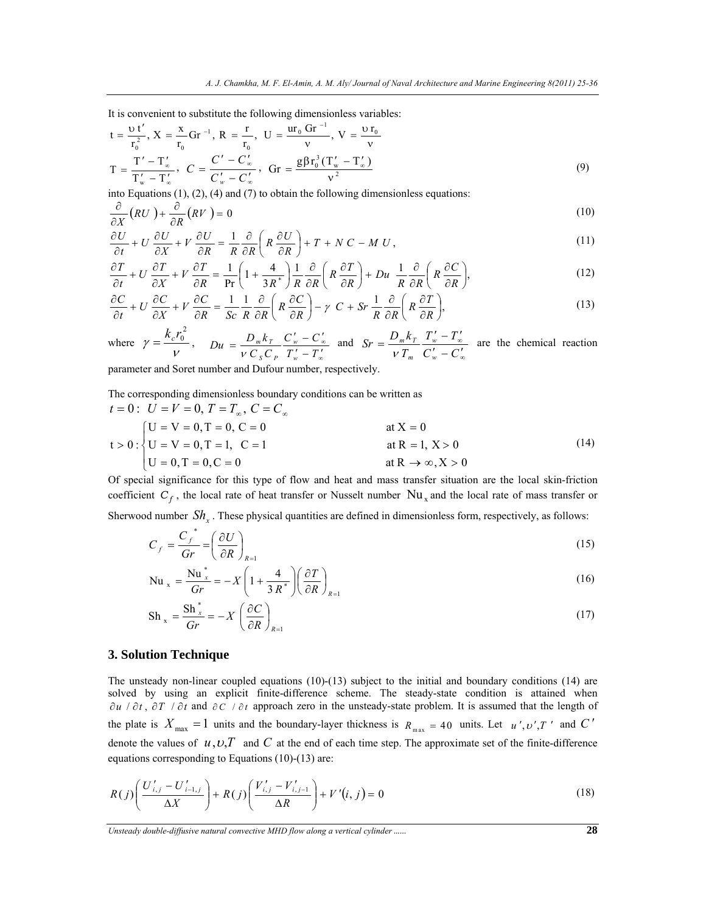It is convenient to substitute the following dimensionless variables:

$$t = \frac{\upsilon t'}{r_0^2},\ X = \frac{x}{r_0} Gr^{-1},\ R = \frac{r}{r_0},\ U = \frac{u r_0 Gr^{-1}}{\nu},\ V = \frac{\upsilon r_0}{\nu}$$

$$T = \frac{T' - T'_\infty}{T'_w - T'_\infty},\ C = \frac{C' - C'_\infty}{C'_w - C'_\infty},\ Gr = \frac{g\beta r_0^3 (T'_w - T'_\infty)}{\nu^2} \tag{9}$$

into Equations (1), (2), (4) and (7) to obtain the following dimensionless equations:

$$\frac{\partial}{\partial X}(RU) + \frac{\partial}{\partial R}(RV) = 0 \tag{10}$$

$$\frac{\partial U}{\partial t} + U\frac{\partial U}{\partial X} + V\frac{\partial U}{\partial R} = \frac{1}{R}\frac{\partial}{\partial R}\left(R\frac{\partial U}{\partial R}\right) + T + NC - MU, \tag{11}$$

$$\frac{\partial T}{\partial t} + U\frac{\partial T}{\partial X} + V\frac{\partial T}{\partial R} = \frac{1}{Pr}\left(1 + \frac{4}{3R^*}\right)\frac{1}{R}\frac{\partial}{\partial R}\left(R\frac{\partial T}{\partial R}\right) + Du\ \frac{1}{R}\frac{\partial}{\partial R}\left(R\frac{\partial C}{\partial R}\right), \tag{12}$$

$$\frac{\partial C}{\partial t} + U\frac{\partial C}{\partial X} + V\frac{\partial C}{\partial R} = \frac{1}{Sc}\frac{1}{R}\frac{\partial}{\partial R}\left(R\frac{\partial C}{\partial R}\right) - \gamma\ C + Sr\ \frac{1}{R}\frac{\partial}{\partial R}\left(R\frac{\partial T}{\partial R}\right), \tag{13}$$

where $\gamma = \dfrac{k_c r_0^2}{\nu}$, $Du = \dfrac{D_m k_T}{\nu C_S C_P}\dfrac{C'_w - C'_\infty}{T'_w - T'_\infty}$ and $Sr = \dfrac{D_m k_T}{\nu T_m}\dfrac{T'_w - T'_\infty}{C'_w - C'_\infty}$ are the chemical reaction parameter and Soret number and Dufour number, respectively.

The corresponding dimensionless boundary conditions can be written as

$$t = 0:\ U = V = 0,\ T = T_\infty,\ C = C_\infty$$

$$t > 0: \begin{cases} U = V = 0, T = 0, C = 0 & \text{at } X = 0 \\ U = V = 0, T = 1, \ C = 1 & \text{at } R = 1, X > 0 \\ U = 0, T = 0, C = 0 & \text{at } R \to \infty, X > 0 \end{cases} \tag{14}$$

Of special significance for this type of flow and heat and mass transfer situation are the local skin-friction coefficient $C_f$, the local rate of heat transfer or Nusselt number $Nu_x$ and the local rate of mass transfer or Sherwood number $Sh_x$. These physical quantities are defined in dimensionless form, respectively, as follows:

$$C_f = \frac{C_f^*}{Gr} = \left(\frac{\partial U}{\partial R}\right)_{R=1} \tag{15}$$

$$Nu_x = \frac{Nu_x^*}{Gr} = -X\left(1 + \frac{4}{3R^*}\right)\left(\frac{\partial T}{\partial R}\right)_{R=1} \tag{16}$$

$$Sh_x = \frac{Sh_x^*}{Gr} = -X\left(\frac{\partial C}{\partial R}\right)_{R=1} \tag{17}$$

## 3. Solution Technique

The unsteady non-linear coupled equations (10)-(13) subject to the initial and boundary conditions (14) are solved by using an explicit finite-difference scheme. The steady-state condition is attained when $\partial u / \partial t$, $\partial T / \partial t$ and $\partial C / \partial t$ approach zero in the unsteady-state problem. It is assumed that the length of the plate is $X_{max} = 1$ units and the boundary-layer thickness is $R_{max} = 40$ units. Let $u', \upsilon', T'$ and $C'$ denote the values of $u, \upsilon, T$ and $C$ at the end of each time step. The approximate set of the finite-difference equations corresponding to Equations (10)-(13) are:

$$R(j)\left(\frac{U'_{i,j} - U'_{i-1,j}}{\Delta X}\right) + R(j)\left(\frac{V'_{i,j} - V'_{i,j-1}}{\Delta R}\right) + V'(i,j) = 0 \tag{18}$$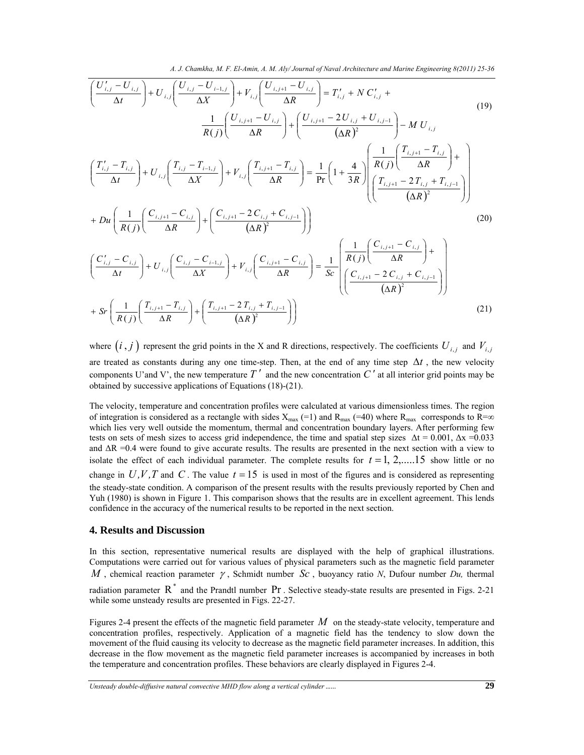$$\left(\frac{U'_{i,j}-U_{i,j}}{\Delta t}\right)+U_{i,j}\left(\frac{U_{i,j}-U_{i-1,j}}{\Delta X}\right)+V_{i,j}\left(\frac{U_{i,j+1}-U_{i,j}}{\Delta R}\right)=T'_{i,j}+N\,C'_{i,j}+$$
$$\frac{1}{R(j)}\left(\frac{U_{i,j+1}-U_{i,j}}{\Delta R}\right)+\left(\frac{U_{i,j+1}-2U_{i,j}+U_{i,j-1}}{(\Delta R)^2}\right)-M\,U_{i,j} \tag{19}$$

$$\left(\frac{T'_{i,j}-T_{i,j}}{\Delta t}\right)+U_{i,j}\left(\frac{T_{i,j}-T_{i-1,j}}{\Delta X}\right)+V_{i,j}\left(\frac{T_{i,j+1}-T_{i,j}}{\Delta R}\right)=\frac{1}{\Pr}\left(1+\frac{4}{3R}\right)\left(\begin{array}{c}\frac{1}{R(j)}\left(\frac{T_{i,j+1}-T_{i,j}}{\Delta R}\right)+\\ \left(\frac{T_{i,j+1}-2T_{i,j}+T_{i,j-1}}{(\Delta R)^2}\right)\end{array}\right)$$
$$+\,Du\left(\frac{1}{R(j)}\left(\frac{C_{i,j+1}-C_{i,j}}{\Delta R}\right)+\left(\frac{C_{i,j+1}-2C_{i,j}+C_{i,j-1}}{(\Delta R)^2}\right)\right) \tag{20}$$

$$\left(\frac{C'_{i,j}-C_{i,j}}{\Delta t}\right)+U_{i,j}\left(\frac{C_{i,j}-C_{i-1,j}}{\Delta X}\right)+V_{i,j}\left(\frac{C_{i,j+1}-C_{i,j}}{\Delta R}\right)=\frac{1}{Sc}\left(\begin{array}{c}\frac{1}{R(j)}\left(\frac{C_{i,j+1}-C_{i,j}}{\Delta R}\right)+\\ \left(\frac{C_{i,j+1}-2C_{i,j}+C_{i,j-1}}{(\Delta R)^2}\right)\end{array}\right)$$
$$+\,Sr\left(\frac{1}{R(j)}\left(\frac{T_{i,j+1}-T_{i,j}}{\Delta R}\right)+\left(\frac{T_{i,j+1}-2T_{i,j}+T_{i,j-1}}{(\Delta R)^2}\right)\right) \tag{21}$$

where $(i,j)$ represent the grid points in the X and R directions, respectively. The coefficients $U_{i,j}$ and $V_{i,j}$ are treated as constants during any one time-step. Then, at the end of any time step $\Delta t$, the new velocity components U'and V', the new temperature $T'$ and the new concentration $C'$ at all interior grid points may be obtained by successive applications of Equations (18)-(21).

The velocity, temperature and concentration profiles were calculated at various dimensionless times. The region of integration is considered as a rectangle with sides $X_{max}$ (=1) and $R_{max}$ (=40) where $R_{max}$ corresponds to R=∞ which lies very well outside the momentum, thermal and concentration boundary layers. After performing few tests on sets of mesh sizes to access grid independence, the time and spatial step sizes $\Delta t = 0.001$, $\Delta x = 0.033$ and $\Delta R = 0.4$ were found to give accurate results. The results are presented in the next section with a view to isolate the effect of each individual parameter. The complete results for $t = 1, 2, \ldots 15$ show little or no change in $U, V, T$ and $C$. The value $t = 15$ is used in most of the figures and is considered as representing the steady-state condition. A comparison of the present results with the results previously reported by Chen and Yuh (1980) is shown in Figure 1. This comparison shows that the results are in excellent agreement. This lends confidence in the accuracy of the numerical results to be reported in the next section.

## 4. Results and Discussion

In this section, representative numerical results are displayed with the help of graphical illustrations. Computations were carried out for various values of physical parameters such as the magnetic field parameter $M$, chemical reaction parameter $\gamma$, Schmidt number $Sc$, buoyancy ratio *N*, Dufour number *Du,* thermal radiation parameter $R^*$ and the Prandtl number $\Pr$. Selective steady-state results are presented in Figs. 2-21 while some unsteady results are presented in Figs. 22-27.

Figures 2-4 present the effects of the magnetic field parameter $M$ on the steady-state velocity, temperature and concentration profiles, respectively. Application of a magnetic field has the tendency to slow down the movement of the fluid causing its velocity to decrease as the magnetic field parameter increases. In addition, this decrease in the flow movement as the magnetic field parameter increases is accompanied by increases in both the temperature and concentration profiles. These behaviors are clearly displayed in Figures 2-4.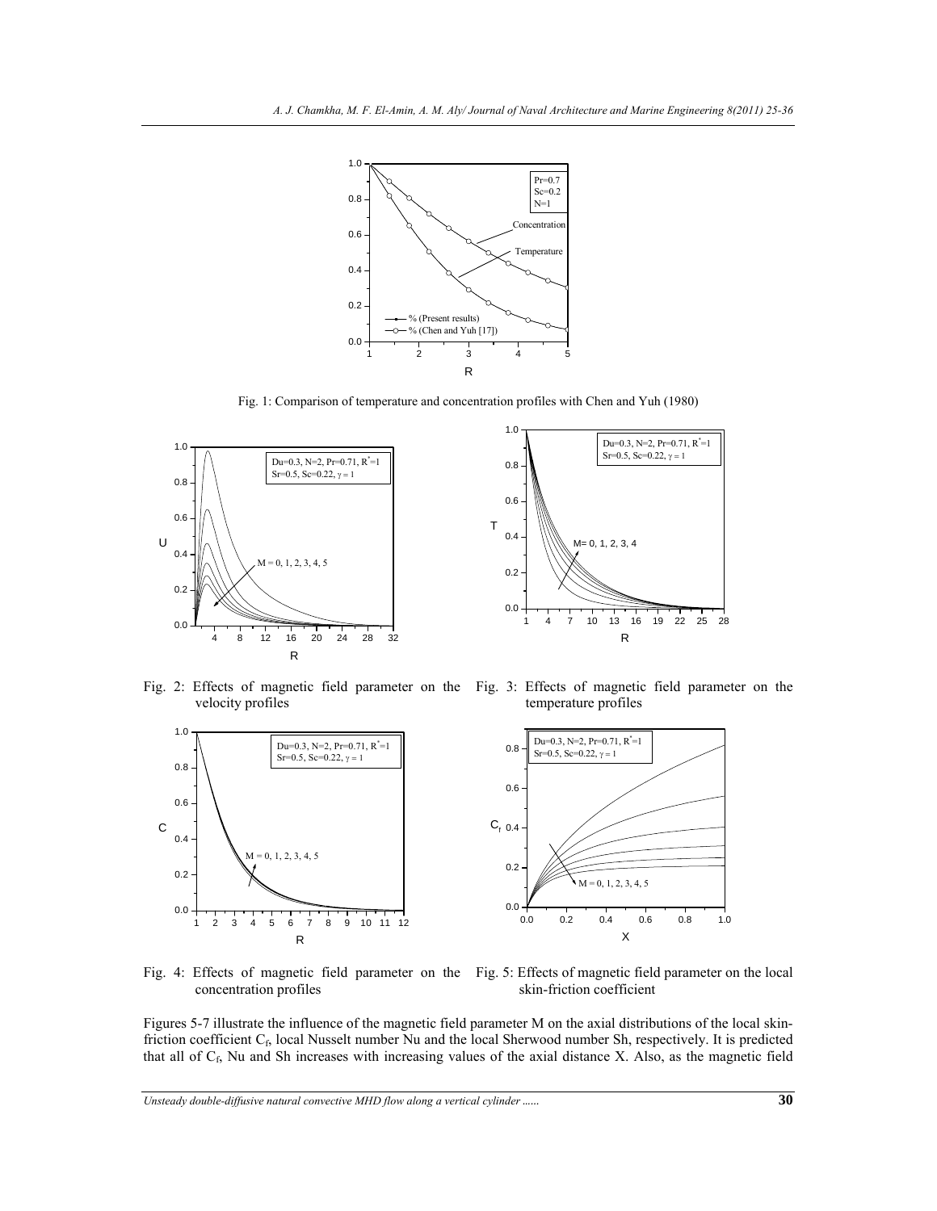Fig. 1: Comparison of temperature and concentration profiles with Chen and Yuh (1980)

Fig. 2: Effects of magnetic field parameter on the velocity profiles

Fig. 3: Effects of magnetic field parameter on the temperature profiles

Fig. 4: Effects of magnetic field parameter on the concentration profiles

Fig. 5: Effects of magnetic field parameter on the local skin-friction coefficient

Figures 5-7 illustrate the influence of the magnetic field parameter M on the axial distributions of the local skin-friction coefficient $C_f$, local Nusselt number Nu and the local Sherwood number Sh, respectively. It is predicted that all of $C_f$, Nu and Sh increases with increasing values of the axial distance X. Also, as the magnetic field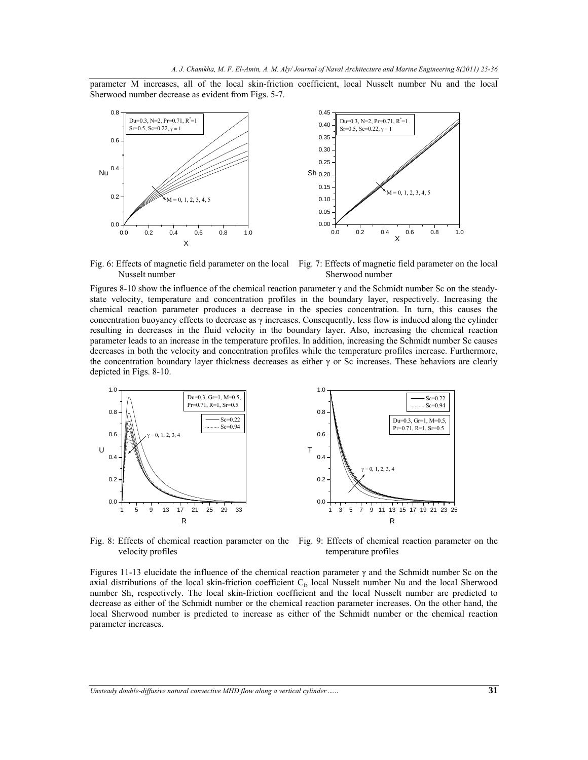parameter M increases, all of the local skin-friction coefficient, local Nusselt number Nu and the local Sherwood number decrease as evident from Figs. 5-7.

Fig. 6: Effects of magnetic field parameter on the local Nusselt number

Fig. 7: Effects of magnetic field parameter on the local Sherwood number

Figures 8-10 show the influence of the chemical reaction parameter $\gamma$ and the Schmidt number Sc on the steady-state velocity, temperature and concentration profiles in the boundary layer, respectively. Increasing the chemical reaction parameter produces a decrease in the species concentration. In turn, this causes the concentration buoyancy effects to decrease as $\gamma$ increases. Consequently, less flow is induced along the cylinder resulting in decreases in the fluid velocity in the boundary layer. Also, increasing the chemical reaction parameter leads to an increase in the temperature profiles. In addition, increasing the Schmidt number Sc causes decreases in both the velocity and concentration profiles while the temperature profiles increase. Furthermore, the concentration boundary layer thickness decreases as either $\gamma$ or Sc increases. These behaviors are clearly depicted in Figs. 8-10.

Fig. 8: Effects of chemical reaction parameter on the velocity profiles

Fig. 9: Effects of chemical reaction parameter on the temperature profiles

Figures 11-13 elucidate the influence of the chemical reaction parameter $\gamma$ and the Schmidt number Sc on the axial distributions of the local skin-friction coefficient $C_f$, local Nusselt number Nu and the local Sherwood number Sh, respectively. The local skin-friction coefficient and the local Nusselt number are predicted to decrease as either of the Schmidt number or the chemical reaction parameter increases. On the other hand, the local Sherwood number is predicted to increase as either of the Schmidt number or the chemical reaction parameter increases.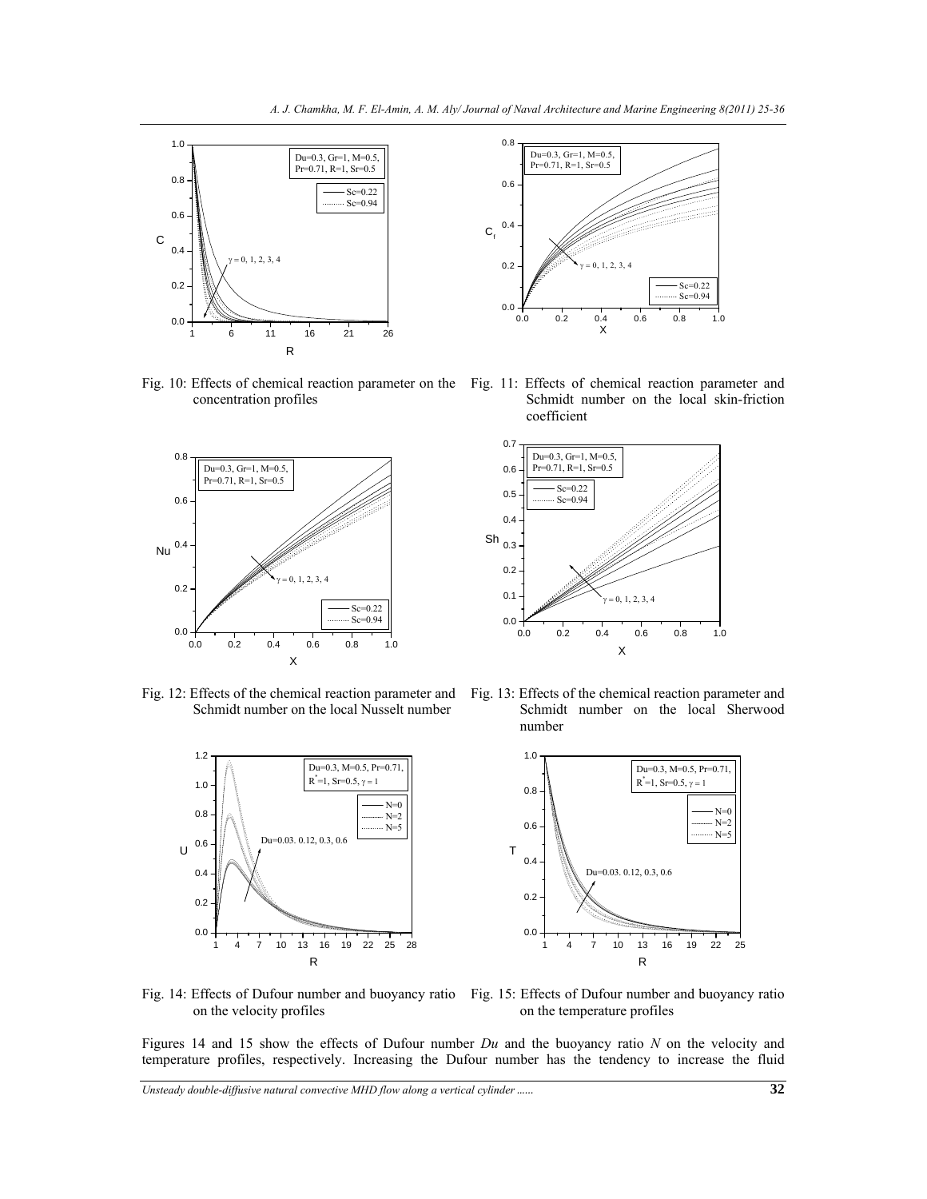Fig. 10: Effects of chemical reaction parameter on the concentration profiles

Fig. 11: Effects of chemical reaction parameter and Schmidt number on the local skin-friction coefficient

Fig. 12: Effects of the chemical reaction parameter and Schmidt number on the local Nusselt number

Fig. 13: Effects of the chemical reaction parameter and Schmidt number on the local Sherwood number

Fig. 14: Effects of Dufour number and buoyancy ratio on the velocity profiles

Fig. 15: Effects of Dufour number and buoyancy ratio on the temperature profiles

Figures 14 and 15 show the effects of Dufour number *Du* and the buoyancy ratio *N* on the velocity and temperature profiles, respectively. Increasing the Dufour number has the tendency to increase the fluid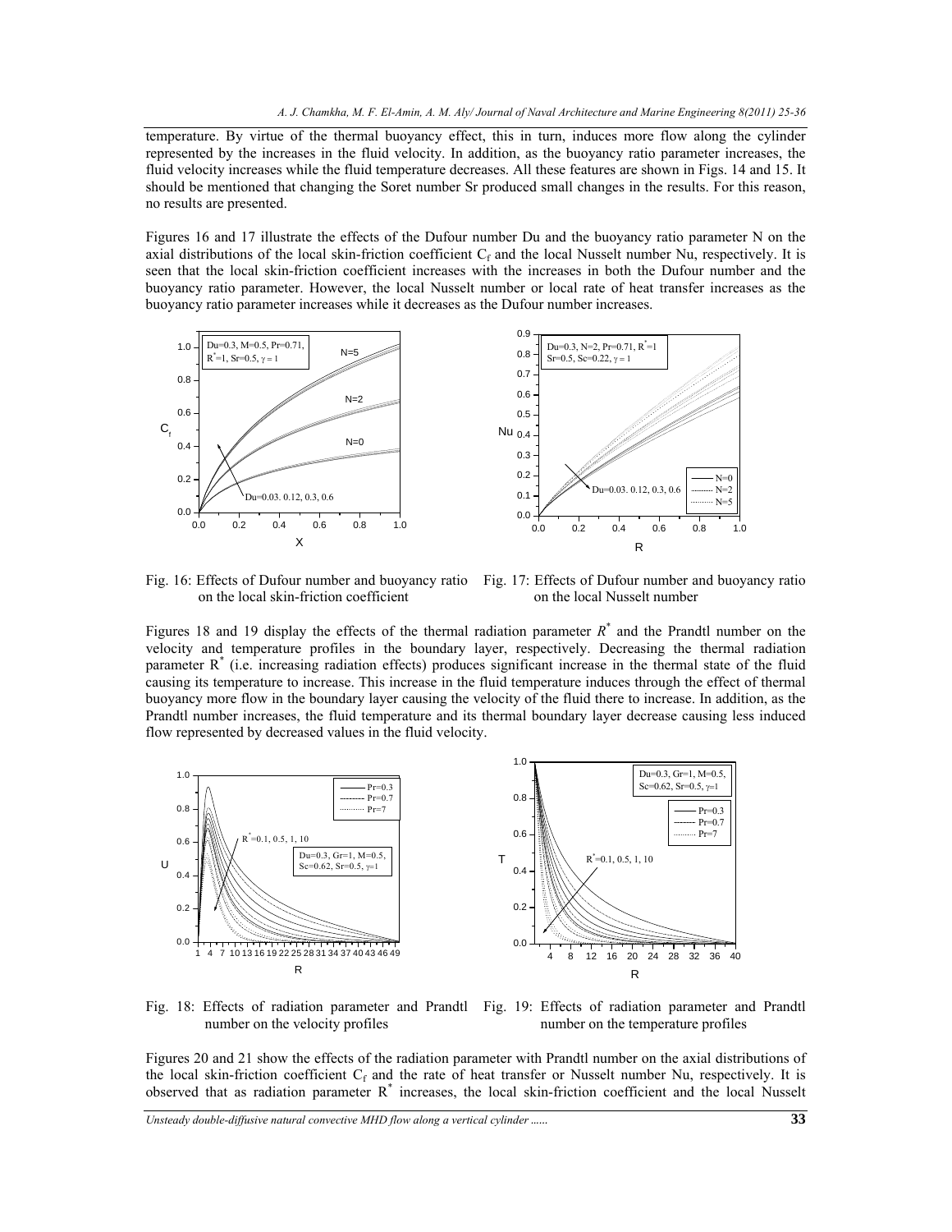temperature. By virtue of the thermal buoyancy effect, this in turn, induces more flow along the cylinder represented by the increases in the fluid velocity. In addition, as the buoyancy ratio parameter increases, the fluid velocity increases while the fluid temperature decreases. All these features are shown in Figs. 14 and 15. It should be mentioned that changing the Soret number Sr produced small changes in the results. For this reason, no results are presented.

Figures 16 and 17 illustrate the effects of the Dufour number Du and the buoyancy ratio parameter N on the axial distributions of the local skin-friction coefficient $C_f$ and the local Nusselt number Nu, respectively. It is seen that the local skin-friction coefficient increases with the increases in both the Dufour number and the buoyancy ratio parameter. However, the local Nusselt number or local rate of heat transfer increases as the buoyancy ratio parameter increases while it decreases as the Dufour number increases.

Fig. 16: Effects of Dufour number and buoyancy ratio on the local skin-friction coefficient

Fig. 17: Effects of Dufour number and buoyancy ratio on the local Nusselt number

Figures 18 and 19 display the effects of the thermal radiation parameter $R^*$ and the Prandtl number on the velocity and temperature profiles in the boundary layer, respectively. Decreasing the thermal radiation parameter $R^*$ (i.e. increasing radiation effects) produces significant increase in the thermal state of the fluid causing its temperature to increase. This increase in the fluid temperature induces through the effect of thermal buoyancy more flow in the boundary layer causing the velocity of the fluid there to increase. In addition, as the Prandtl number increases, the fluid temperature and its thermal boundary layer decrease causing less induced flow represented by decreased values in the fluid velocity.

Fig. 18: Effects of radiation parameter and Prandtl number on the velocity profiles

Fig. 19: Effects of radiation parameter and Prandtl number on the temperature profiles

Figures 20 and 21 show the effects of the radiation parameter with Prandtl number on the axial distributions of the local skin-friction coefficient $C_f$ and the rate of heat transfer or Nusselt number Nu, respectively. It is observed that as radiation parameter $R^*$ increases, the local skin-friction coefficient and the local Nusselt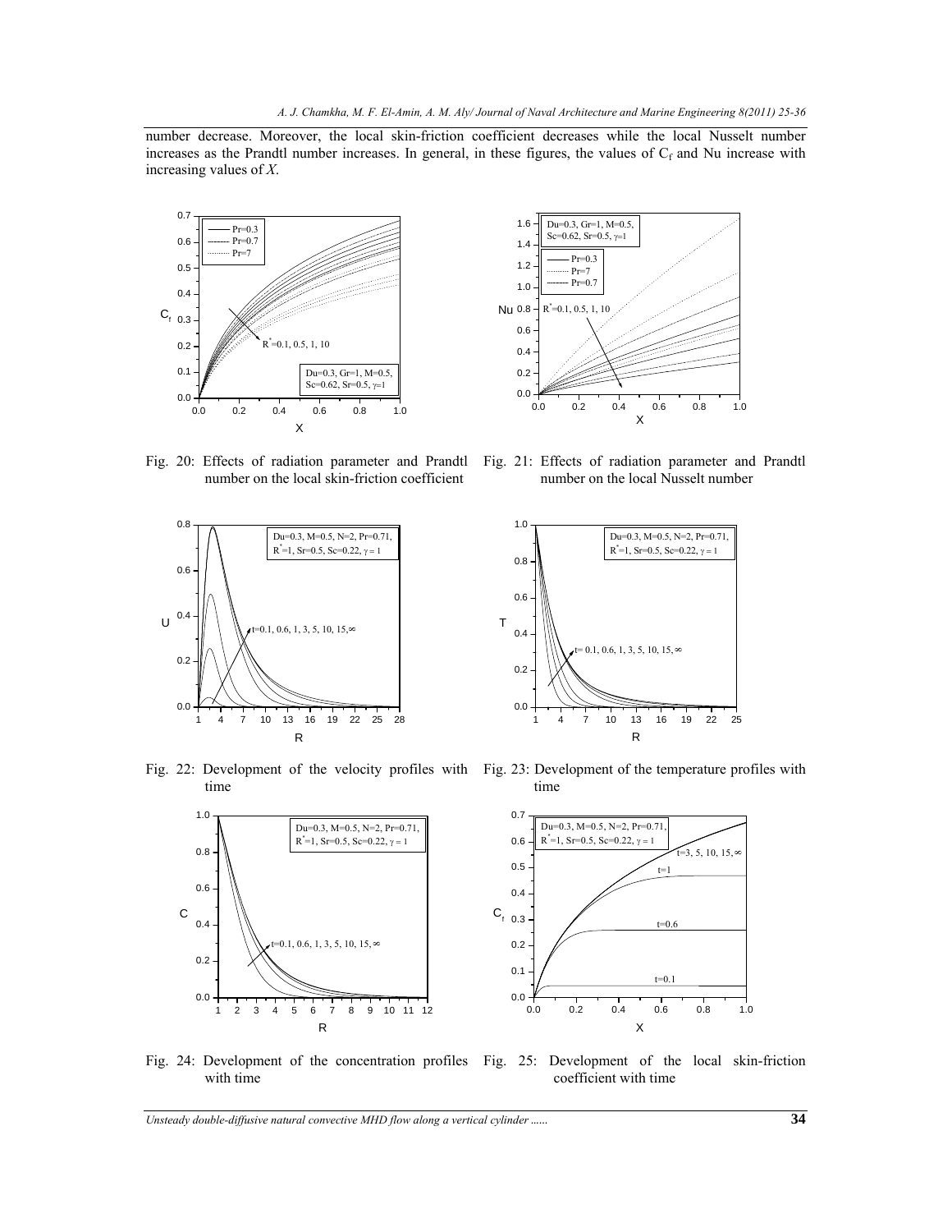number decrease. Moreover, the local skin-friction coefficient decreases while the local Nusselt number increases as the Prandtl number increases. In general, in these figures, the values of $C_f$ and Nu increase with increasing values of *X*.

Fig. 20: Effects of radiation parameter and Prandtl number on the local skin-friction coefficient

Fig. 21: Effects of radiation parameter and Prandtl number on the local Nusselt number

Fig. 22: Development of the velocity profiles with time

Fig. 23: Development of the temperature profiles with time

Fig. 24: Development of the concentration profiles with time

Fig. 25: Development of the local skin-friction coefficient with time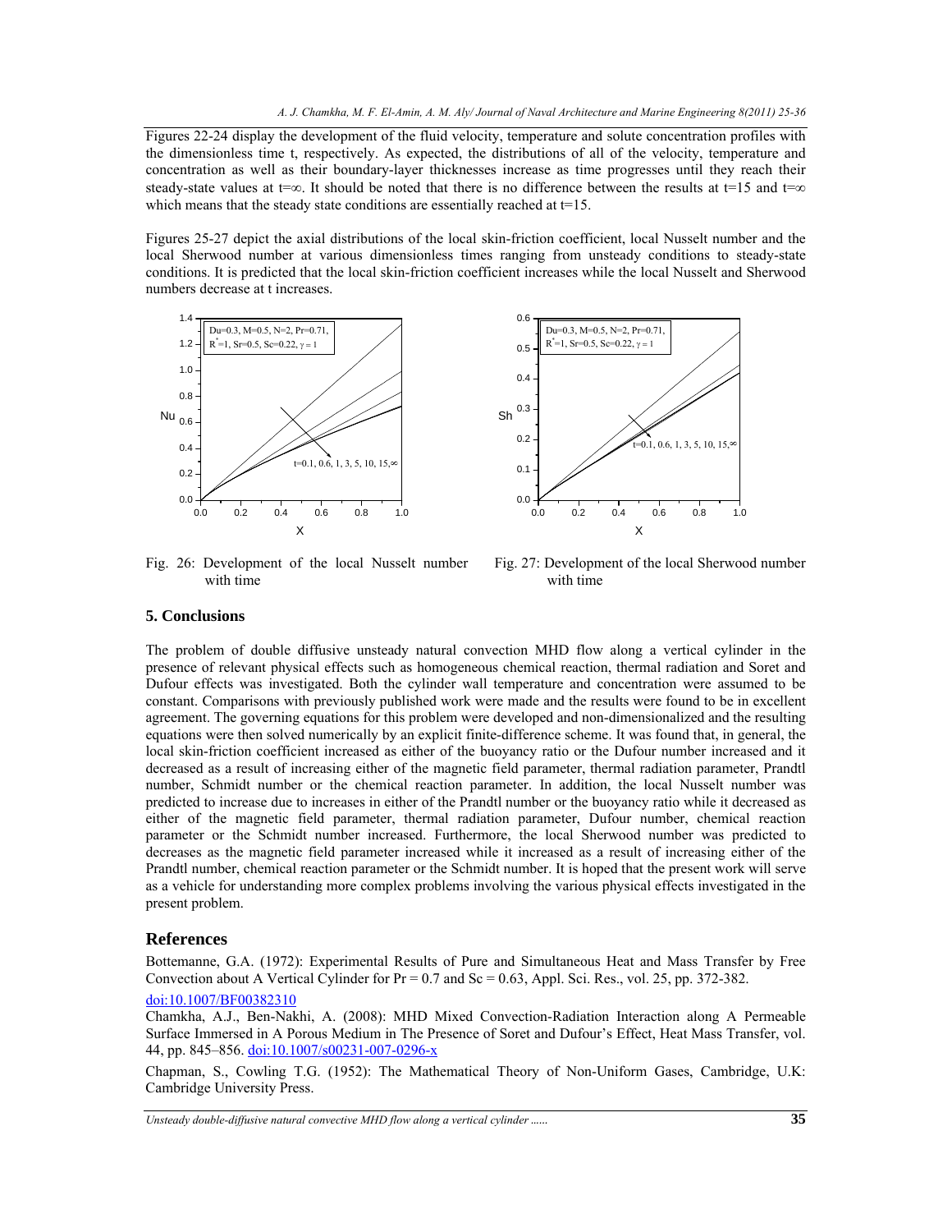Figures 22-24 display the development of the fluid velocity, temperature and solute concentration profiles with the dimensionless time t, respectively. As expected, the distributions of all of the velocity, temperature and concentration as well as their boundary-layer thicknesses increase as time progresses until they reach their steady-state values at t=∞. It should be noted that there is no difference between the results at t=15 and t=∞ which means that the steady state conditions are essentially reached at t=15.

Figures 25-27 depict the axial distributions of the local skin-friction coefficient, local Nusselt number and the local Sherwood number at various dimensionless times ranging from unsteady conditions to steady-state conditions. It is predicted that the local skin-friction coefficient increases while the local Nusselt and Sherwood numbers decrease at t increases.

Fig. 26: Development of the local Nusselt number with time

Fig. 27: Development of the local Sherwood number with time

## 5. Conclusions

The problem of double diffusive unsteady natural convection MHD flow along a vertical cylinder in the presence of relevant physical effects such as homogeneous chemical reaction, thermal radiation and Soret and Dufour effects was investigated. Both the cylinder wall temperature and concentration were assumed to be constant. Comparisons with previously published work were made and the results were found to be in excellent agreement. The governing equations for this problem were developed and non-dimensionalized and the resulting equations were then solved numerically by an explicit finite-difference scheme. It was found that, in general, the local skin-friction coefficient increased as either of the buoyancy ratio or the Dufour number increased and it decreased as a result of increasing either of the magnetic field parameter, thermal radiation parameter, Prandtl number, Schmidt number or the chemical reaction parameter. In addition, the local Nusselt number was predicted to increase due to increases in either of the Prandtl number or the buoyancy ratio while it decreased as either of the magnetic field parameter, thermal radiation parameter, Dufour number, chemical reaction parameter or the Schmidt number increased. Furthermore, the local Sherwood number was predicted to decreases as the magnetic field parameter increased while it increased as a result of increasing either of the Prandtl number, chemical reaction parameter or the Schmidt number. It is hoped that the present work will serve as a vehicle for understanding more complex problems involving the various physical effects investigated in the present problem.

## References

Bottemanne, G.A. (1972): Experimental Results of Pure and Simultaneous Heat and Mass Transfer by Free Convection about A Vertical Cylinder for Pr = 0.7 and Sc = 0.63, Appl. Sci. Res., vol. 25, pp. 372-382. doi:10.1007/BF00382310

Chamkha, A.J., Ben-Nakhi, A. (2008): MHD Mixed Convection-Radiation Interaction along A Permeable Surface Immersed in A Porous Medium in The Presence of Soret and Dufour's Effect, Heat Mass Transfer, vol. 44, pp. 845–856. doi:10.1007/s00231-007-0296-x

Chapman, S., Cowling T.G. (1952): The Mathematical Theory of Non-Uniform Gases, Cambridge, U.K: Cambridge University Press.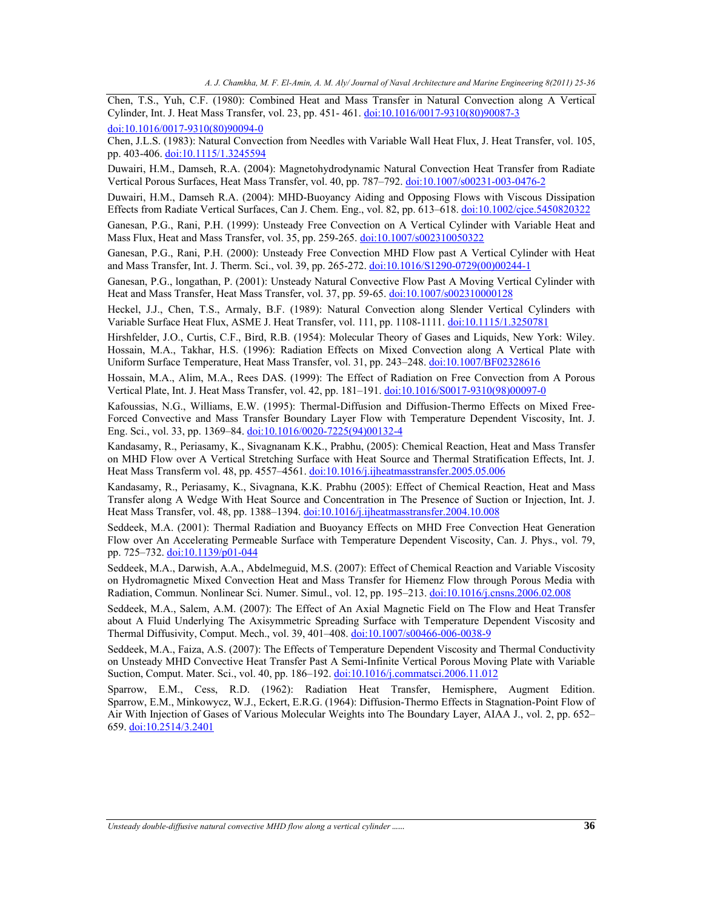Chen, T.S., Yuh, C.F. (1980): Combined Heat and Mass Transfer in Natural Convection along A Vertical Cylinder, Int. J. Heat Mass Transfer, vol. 23, pp. 451- 461. doi:10.1016/0017-9310(80)90087-3 doi:10.1016/0017-9310(80)90094-0

Chen, J.L.S. (1983): Natural Convection from Needles with Variable Wall Heat Flux, J. Heat Transfer, vol. 105, pp. 403-406. doi:10.1115/1.3245594

Duwairi, H.M., Damseh, R.A. (2004): Magnetohydrodynamic Natural Convection Heat Transfer from Radiate Vertical Porous Surfaces, Heat Mass Transfer, vol. 40, pp. 787–792. doi:10.1007/s00231-003-0476-2

Duwairi, H.M., Damseh R.A. (2004): MHD-Buoyancy Aiding and Opposing Flows with Viscous Dissipation Effects from Radiate Vertical Surfaces, Can J. Chem. Eng., vol. 82, pp. 613–618. doi:10.1002/cjce.5450820322

Ganesan, P.G., Rani, P.H. (1999): Unsteady Free Convection on A Vertical Cylinder with Variable Heat and Mass Flux, Heat and Mass Transfer, vol. 35, pp. 259-265. doi:10.1007/s002310050322

Ganesan, P.G., Rani, P.H. (2000): Unsteady Free Convection MHD Flow past A Vertical Cylinder with Heat and Mass Transfer, Int. J. Therm. Sci., vol. 39, pp. 265-272. doi:10.1016/S1290-0729(00)00244-1

Ganesan, P.G., longathan, P. (2001): Unsteady Natural Convective Flow Past A Moving Vertical Cylinder with Heat and Mass Transfer, Heat Mass Transfer, vol. 37, pp. 59-65. doi:10.1007/s002310000128

Heckel, J.J., Chen, T.S., Armaly, B.F. (1989): Natural Convection along Slender Vertical Cylinders with Variable Surface Heat Flux, ASME J. Heat Transfer, vol. 111, pp. 1108-1111. doi:10.1115/1.3250781

Hirshfelder, J.O., Curtis, C.F., Bird, R.B. (1954): Molecular Theory of Gases and Liquids, New York: Wiley.

Hossain, M.A., Takhar, H.S. (1996): Radiation Effects on Mixed Convection along A Vertical Plate with Uniform Surface Temperature, Heat Mass Transfer, vol. 31, pp. 243–248. doi:10.1007/BF02328616

Hossain, M.A., Alim, M.A., Rees DAS. (1999): The Effect of Radiation on Free Convection from A Porous Vertical Plate, Int. J. Heat Mass Transfer, vol. 42, pp. 181–191. doi:10.1016/S0017-9310(98)00097-0

Kafoussias, N.G., Williams, E.W. (1995): Thermal-Diffusion and Diffusion-Thermo Effects on Mixed Free-Forced Convective and Mass Transfer Boundary Layer Flow with Temperature Dependent Viscosity, Int. J. Eng. Sci., vol. 33, pp. 1369–84. doi:10.1016/0020-7225(94)00132-4

Kandasamy, R., Periasamy, K., Sivagnanam K.K., Prabhu, (2005): Chemical Reaction, Heat and Mass Transfer on MHD Flow over A Vertical Stretching Surface with Heat Source and Thermal Stratification Effects, Int. J. Heat Mass Transferm vol. 48, pp. 4557–4561. doi:10.1016/j.ijheatmasstransfer.2005.05.006

Kandasamy, R., Periasamy, K., Sivagnana, K.K. Prabhu (2005): Effect of Chemical Reaction, Heat and Mass Transfer along A Wedge With Heat Source and Concentration in The Presence of Suction or Injection, Int. J. Heat Mass Transfer, vol. 48, pp. 1388–1394. doi:10.1016/j.ijheatmasstransfer.2004.10.008

Seddeek, M.A. (2001): Thermal Radiation and Buoyancy Effects on MHD Free Convection Heat Generation Flow over An Accelerating Permeable Surface with Temperature Dependent Viscosity, Can. J. Phys., vol. 79, pp. 725–732. doi:10.1139/p01-044

Seddeek, M.A., Darwish, A.A., Abdelmeguid, M.S. (2007): Effect of Chemical Reaction and Variable Viscosity on Hydromagnetic Mixed Convection Heat and Mass Transfer for Hiemenz Flow through Porous Media with Radiation, Commun. Nonlinear Sci. Numer. Simul., vol. 12, pp. 195–213. doi:10.1016/j.cnsns.2006.02.008

Seddeek, M.A., Salem, A.M. (2007): The Effect of An Axial Magnetic Field on The Flow and Heat Transfer about A Fluid Underlying The Axisymmetric Spreading Surface with Temperature Dependent Viscosity and Thermal Diffusivity, Comput. Mech., vol. 39, 401–408. doi:10.1007/s00466-006-0038-9

Seddeek, M.A., Faiza, A.S. (2007): The Effects of Temperature Dependent Viscosity and Thermal Conductivity on Unsteady MHD Convective Heat Transfer Past A Semi-Infinite Vertical Porous Moving Plate with Variable Suction, Comput. Mater. Sci., vol. 40, pp. 186–192. doi:10.1016/j.commatsci.2006.11.012

Sparrow, E.M., Cess, R.D. (1962): Radiation Heat Transfer, Hemisphere, Augment Edition.

Sparrow, E.M., Minkowycz, W.J., Eckert, E.R.G. (1964): Diffusion-Thermo Effects in Stagnation-Point Flow of Air With Injection of Gases of Various Molecular Weights into The Boundary Layer, AIAA J., vol. 2, pp. 652–659. doi:10.2514/3.2401